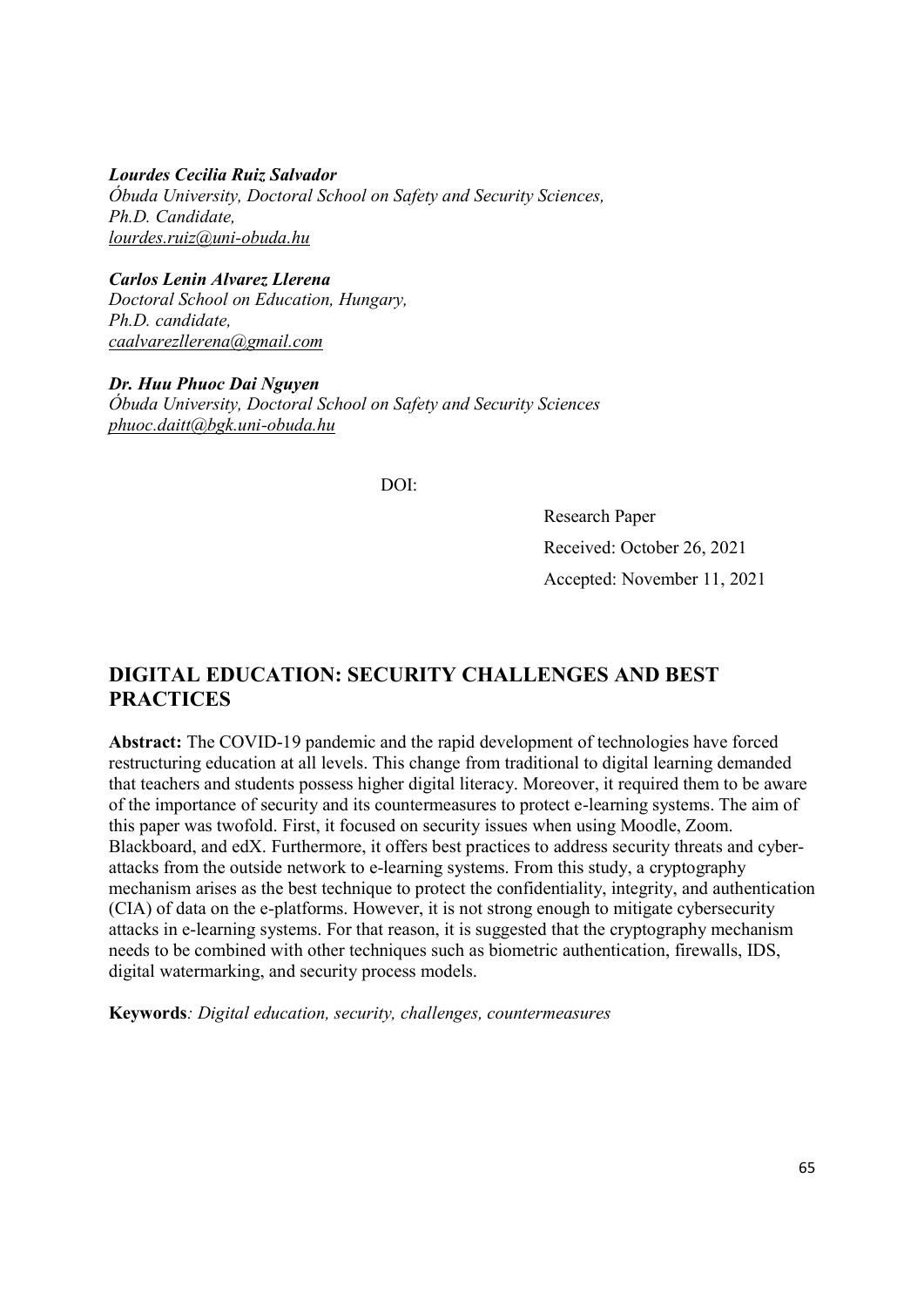***Lourdes Cecilia Ruiz Salvador***
*Óbuda University, Doctoral School on Safety and Security Sciences,*
*Ph.D. Candidate,*
*lourdes.ruiz@uni-obuda.hu*

***Carlos Lenin Alvarez Llerena***
*Doctoral School on Education, Hungary,*
*Ph.D. candidate,*
*caalvarezllerena@gmail.com*

***Dr. Huu Phuoc Dai Nguyen***
*Óbuda University, Doctoral School on Safety and Security Sciences*
*phuoc.daitt@bgk.uni-obuda.hu*

DOI:

Research Paper
Received: October 26, 2021
Accepted: November 11, 2021

# DIGITAL EDUCATION: SECURITY CHALLENGES AND BEST PRACTICES

**Abstract:** The COVID-19 pandemic and the rapid development of technologies have forced restructuring education at all levels. This change from traditional to digital learning demanded that teachers and students possess higher digital literacy. Moreover, it required them to be aware of the importance of security and its countermeasures to protect e-learning systems. The aim of this paper was twofold. First, it focused on security issues when using Moodle, Zoom. Blackboard, and edX. Furthermore, it offers best practices to address security threats and cyber-attacks from the outside network to e-learning systems. From this study, a cryptography mechanism arises as the best technique to protect the confidentiality, integrity, and authentication (CIA) of data on the e-platforms. However, it is not strong enough to mitigate cybersecurity attacks in e-learning systems. For that reason, it is suggested that the cryptography mechanism needs to be combined with other techniques such as biometric authentication, firewalls, IDS, digital watermarking, and security process models.

**Keywords***: Digital education, security, challenges, countermeasures*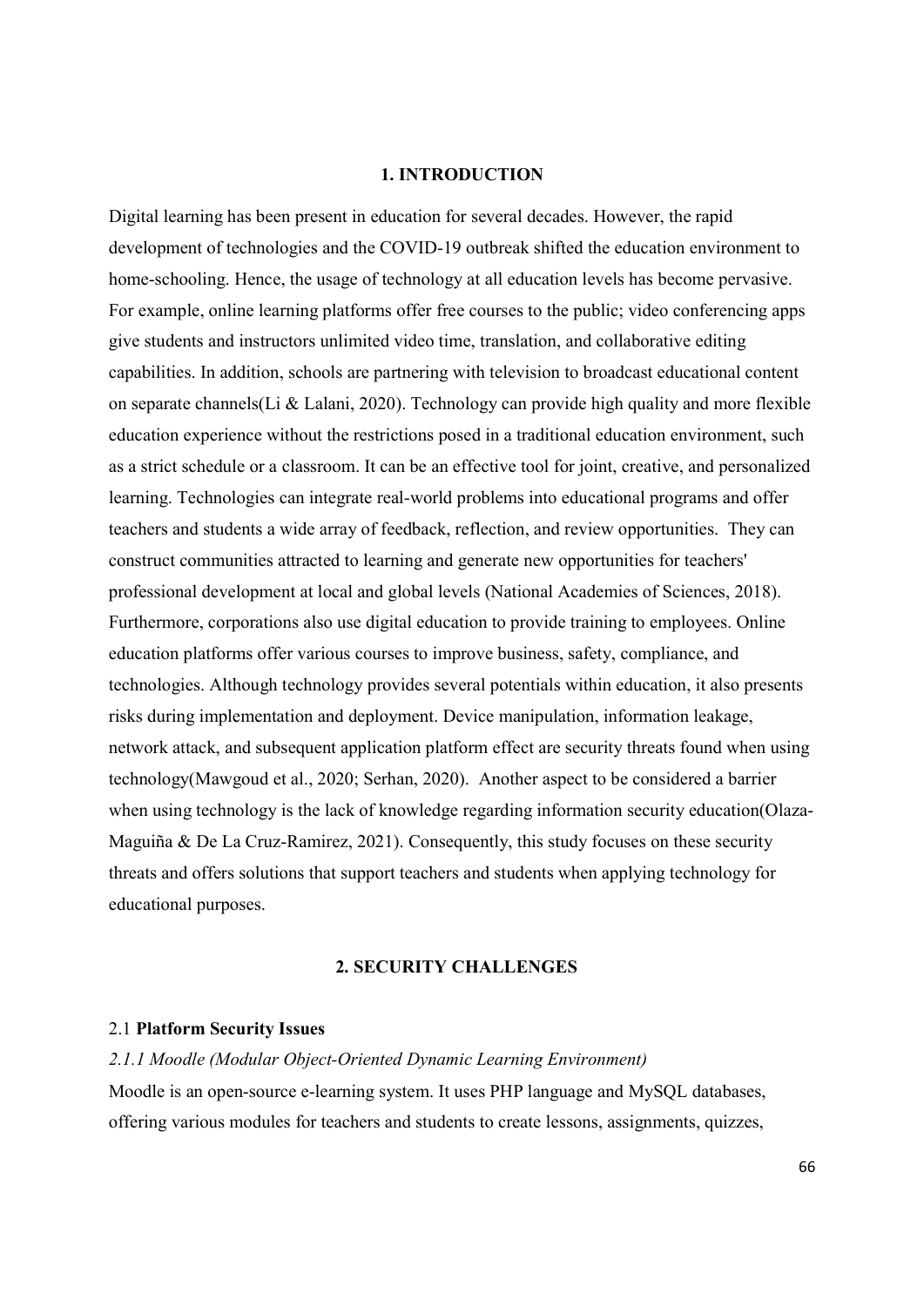## 1. INTRODUCTION

Digital learning has been present in education for several decades. However, the rapid development of technologies and the COVID-19 outbreak shifted the education environment to home-schooling. Hence, the usage of technology at all education levels has become pervasive. For example, online learning platforms offer free courses to the public; video conferencing apps give students and instructors unlimited video time, translation, and collaborative editing capabilities. In addition, schools are partnering with television to broadcast educational content on separate channels(Li & Lalani, 2020). Technology can provide high quality and more flexible education experience without the restrictions posed in a traditional education environment, such as a strict schedule or a classroom. It can be an effective tool for joint, creative, and personalized learning. Technologies can integrate real-world problems into educational programs and offer teachers and students a wide array of feedback, reflection, and review opportunities. They can construct communities attracted to learning and generate new opportunities for teachers' professional development at local and global levels (National Academies of Sciences, 2018). Furthermore, corporations also use digital education to provide training to employees. Online education platforms offer various courses to improve business, safety, compliance, and technologies. Although technology provides several potentials within education, it also presents risks during implementation and deployment. Device manipulation, information leakage, network attack, and subsequent application platform effect are security threats found when using technology(Mawgoud et al., 2020; Serhan, 2020). Another aspect to be considered a barrier when using technology is the lack of knowledge regarding information security education(Olaza-Maguiña & De La Cruz-Ramirez, 2021). Consequently, this study focuses on these security threats and offers solutions that support teachers and students when applying technology for educational purposes.

## 2. SECURITY CHALLENGES

### 2.1 **Platform Security Issues**

#### *2.1.1 Moodle (Modular Object-Oriented Dynamic Learning Environment)*

Moodle is an open-source e-learning system. It uses PHP language and MySQL databases, offering various modules for teachers and students to create lessons, assignments, quizzes,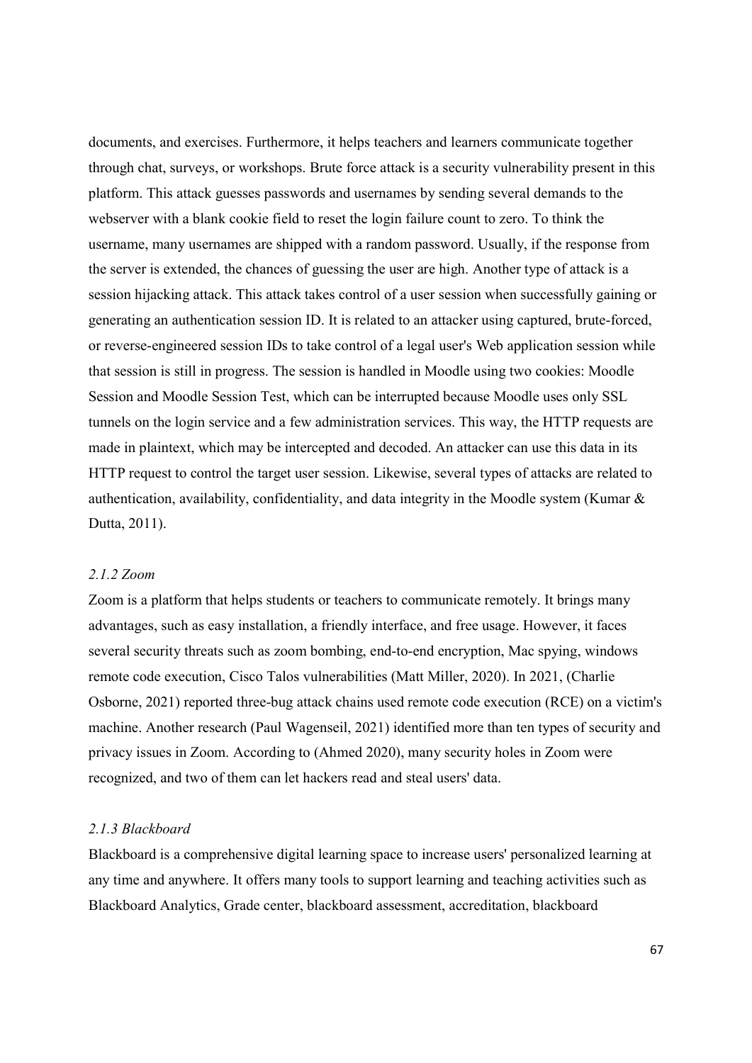documents, and exercises. Furthermore, it helps teachers and learners communicate together through chat, surveys, or workshops. Brute force attack is a security vulnerability present in this platform. This attack guesses passwords and usernames by sending several demands to the webserver with a blank cookie field to reset the login failure count to zero. To think the username, many usernames are shipped with a random password. Usually, if the response from the server is extended, the chances of guessing the user are high. Another type of attack is a session hijacking attack. This attack takes control of a user session when successfully gaining or generating an authentication session ID. It is related to an attacker using captured, brute-forced, or reverse-engineered session IDs to take control of a legal user's Web application session while that session is still in progress. The session is handled in Moodle using two cookies: Moodle Session and Moodle Session Test, which can be interrupted because Moodle uses only SSL tunnels on the login service and a few administration services. This way, the HTTP requests are made in plaintext, which may be intercepted and decoded. An attacker can use this data in its HTTP request to control the target user session. Likewise, several types of attacks are related to authentication, availability, confidentiality, and data integrity in the Moodle system (Kumar & Dutta, 2011).

### *2.1.2 Zoom*

Zoom is a platform that helps students or teachers to communicate remotely. It brings many advantages, such as easy installation, a friendly interface, and free usage. However, it faces several security threats such as zoom bombing, end-to-end encryption, Mac spying, windows remote code execution, Cisco Talos vulnerabilities (Matt Miller, 2020). In 2021, (Charlie Osborne, 2021) reported three-bug attack chains used remote code execution (RCE) on a victim's machine. Another research (Paul Wagenseil, 2021) identified more than ten types of security and privacy issues in Zoom. According to (Ahmed 2020), many security holes in Zoom were recognized, and two of them can let hackers read and steal users' data.

### *2.1.3 Blackboard*

Blackboard is a comprehensive digital learning space to increase users' personalized learning at any time and anywhere. It offers many tools to support learning and teaching activities such as Blackboard Analytics, Grade center, blackboard assessment, accreditation, blackboard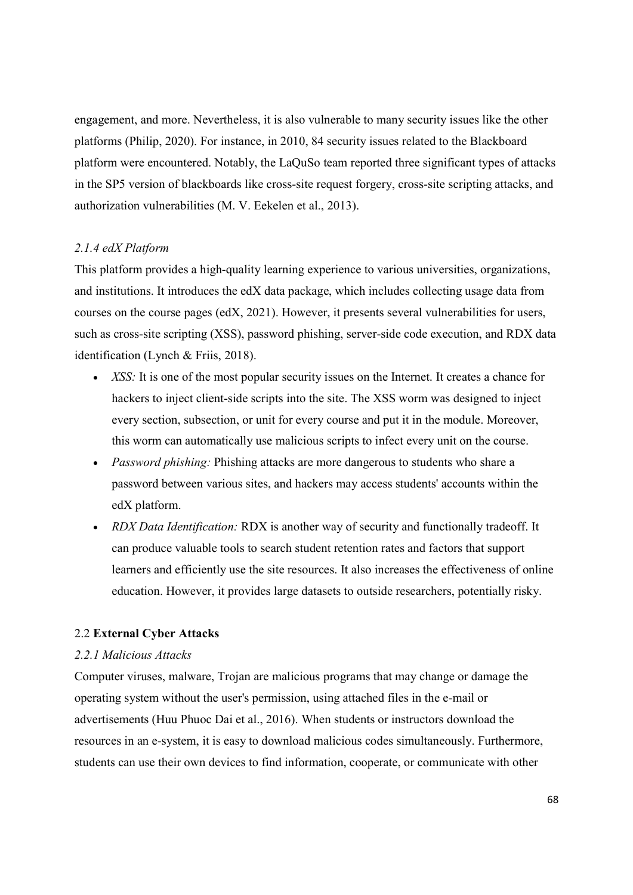engagement, and more. Nevertheless, it is also vulnerable to many security issues like the other platforms (Philip, 2020). For instance, in 2010, 84 security issues related to the Blackboard platform were encountered. Notably, the LaQuSo team reported three significant types of attacks in the SP5 version of blackboards like cross-site request forgery, cross-site scripting attacks, and authorization vulnerabilities (M. V. Eekelen et al., 2013).

### *2.1.4 edX Platform*

This platform provides a high-quality learning experience to various universities, organizations, and institutions. It introduces the edX data package, which includes collecting usage data from courses on the course pages (edX, 2021). However, it presents several vulnerabilities for users, such as cross-site scripting (XSS), password phishing, server-side code execution, and RDX data identification (Lynch & Friis, 2018).

- *XSS:* It is one of the most popular security issues on the Internet. It creates a chance for hackers to inject client-side scripts into the site. The XSS worm was designed to inject every section, subsection, or unit for every course and put it in the module. Moreover, this worm can automatically use malicious scripts to infect every unit on the course.
- *Password phishing:* Phishing attacks are more dangerous to students who share a password between various sites, and hackers may access students' accounts within the edX platform.
- *RDX Data Identification:* RDX is another way of security and functionally tradeoff. It can produce valuable tools to search student retention rates and factors that support learners and efficiently use the site resources. It also increases the effectiveness of online education. However, it provides large datasets to outside researchers, potentially risky.

## 2.2 **External Cyber Attacks**

### *2.2.1 Malicious Attacks*

Computer viruses, malware, Trojan are malicious programs that may change or damage the operating system without the user's permission, using attached files in the e-mail or advertisements (Huu Phuoc Dai et al., 2016). When students or instructors download the resources in an e-system, it is easy to download malicious codes simultaneously. Furthermore, students can use their own devices to find information, cooperate, or communicate with other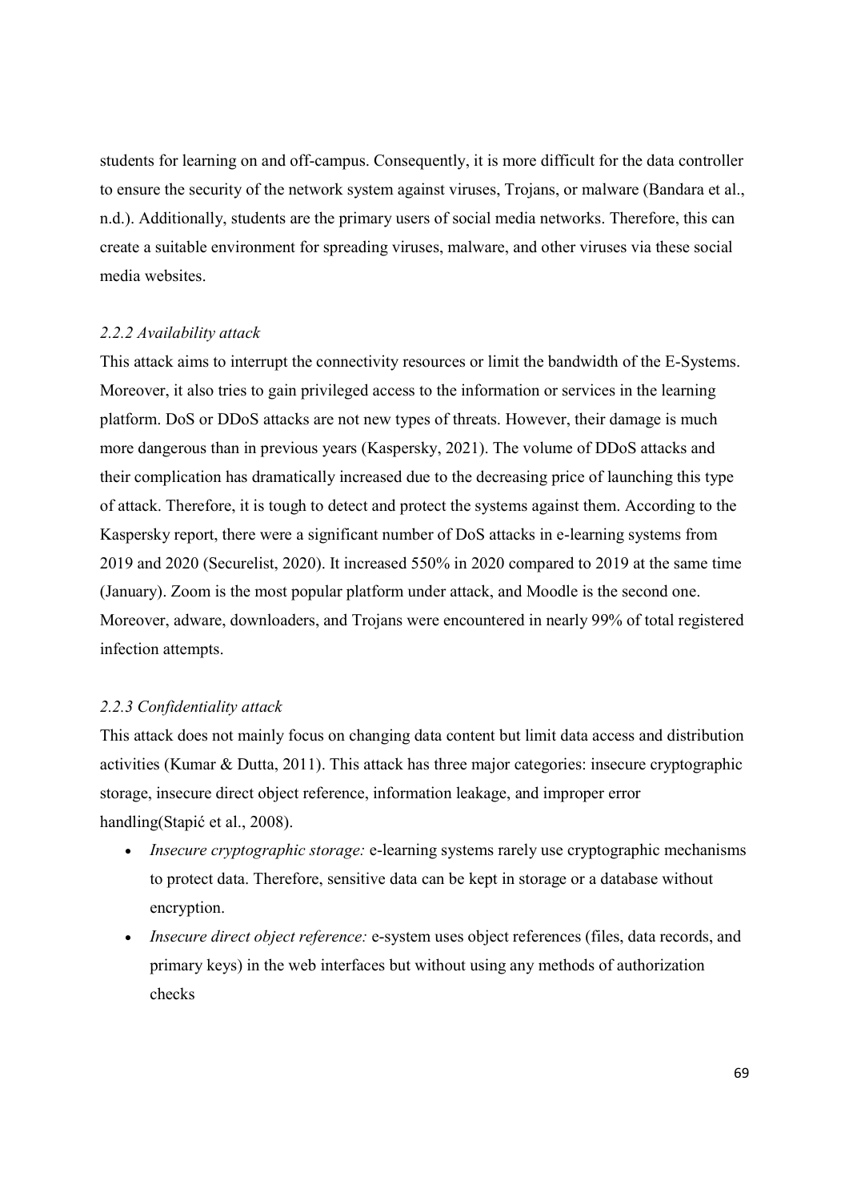students for learning on and off-campus. Consequently, it is more difficult for the data controller to ensure the security of the network system against viruses, Trojans, or malware (Bandara et al., n.d.). Additionally, students are the primary users of social media networks. Therefore, this can create a suitable environment for spreading viruses, malware, and other viruses via these social media websites.

### *2.2.2 Availability attack*

This attack aims to interrupt the connectivity resources or limit the bandwidth of the E-Systems. Moreover, it also tries to gain privileged access to the information or services in the learning platform. DoS or DDoS attacks are not new types of threats. However, their damage is much more dangerous than in previous years (Kaspersky, 2021). The volume of DDoS attacks and their complication has dramatically increased due to the decreasing price of launching this type of attack. Therefore, it is tough to detect and protect the systems against them. According to the Kaspersky report, there were a significant number of DoS attacks in e-learning systems from 2019 and 2020 (Securelist, 2020). It increased 550% in 2020 compared to 2019 at the same time (January). Zoom is the most popular platform under attack, and Moodle is the second one. Moreover, adware, downloaders, and Trojans were encountered in nearly 99% of total registered infection attempts.

### *2.2.3 Confidentiality attack*

This attack does not mainly focus on changing data content but limit data access and distribution activities (Kumar & Dutta, 2011). This attack has three major categories: insecure cryptographic storage, insecure direct object reference, information leakage, and improper error handling(Stapić et al., 2008).

- *Insecure cryptographic storage:* e-learning systems rarely use cryptographic mechanisms to protect data. Therefore, sensitive data can be kept in storage or a database without encryption.
- *Insecure direct object reference:* e-system uses object references (files, data records, and primary keys) in the web interfaces but without using any methods of authorization checks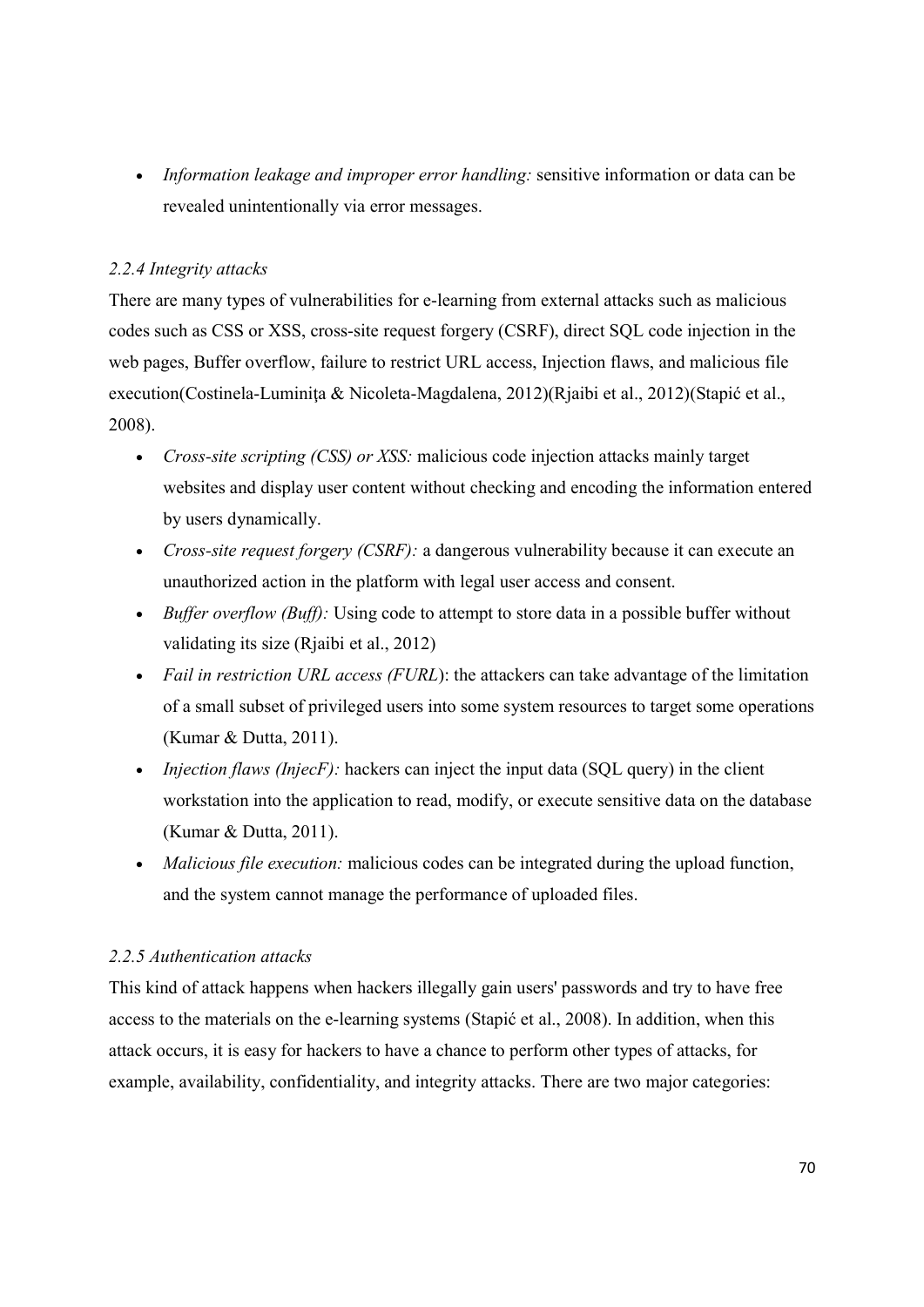- *Information leakage and improper error handling:* sensitive information or data can be revealed unintentionally via error messages.

### *2.2.4 Integrity attacks*

There are many types of vulnerabilities for e-learning from external attacks such as malicious codes such as CSS or XSS, cross-site request forgery (CSRF), direct SQL code injection in the web pages, Buffer overflow, failure to restrict URL access, Injection flaws, and malicious file execution(Costinela-Luminiţa & Nicoleta-Magdalena, 2012)(Rjaibi et al., 2012)(Stapić et al., 2008).

- *Cross-site scripting (CSS) or XSS:* malicious code injection attacks mainly target websites and display user content without checking and encoding the information entered by users dynamically.
- *Cross-site request forgery (CSRF):* a dangerous vulnerability because it can execute an unauthorized action in the platform with legal user access and consent.
- *Buffer overflow (Buff):* Using code to attempt to store data in a possible buffer without validating its size (Rjaibi et al., 2012)
- *Fail in restriction URL access (FURL*): the attackers can take advantage of the limitation of a small subset of privileged users into some system resources to target some operations (Kumar & Dutta, 2011).
- *Injection flaws (InjecF):* hackers can inject the input data (SQL query) in the client workstation into the application to read, modify, or execute sensitive data on the database (Kumar & Dutta, 2011).
- *Malicious file execution:* malicious codes can be integrated during the upload function, and the system cannot manage the performance of uploaded files.

### *2.2.5 Authentication attacks*

This kind of attack happens when hackers illegally gain users' passwords and try to have free access to the materials on the e-learning systems (Stapić et al., 2008). In addition, when this attack occurs, it is easy for hackers to have a chance to perform other types of attacks, for example, availability, confidentiality, and integrity attacks. There are two major categories: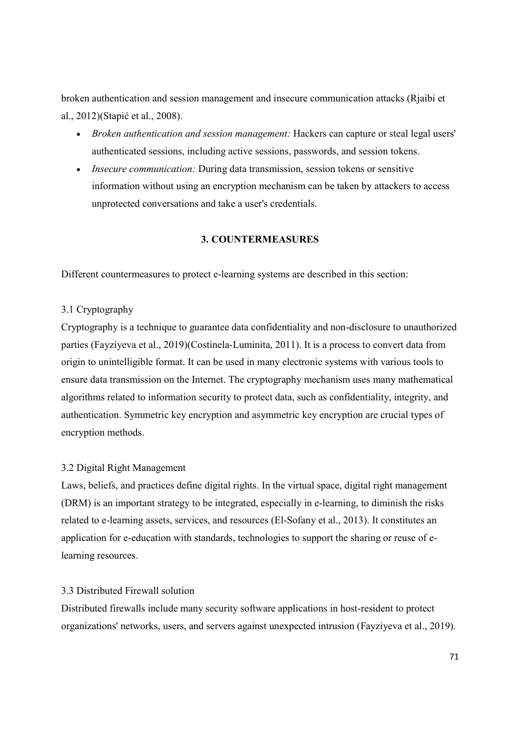broken authentication and session management and insecure communication attacks (Rjaibi et al., 2012)(Stapić et al., 2008).

- *Broken authentication and session management:* Hackers can capture or steal legal users' authenticated sessions, including active sessions, passwords, and session tokens.
- *Insecure communication:* During data transmission, session tokens or sensitive information without using an encryption mechanism can be taken by attackers to access unprotected conversations and take a user's credentials.

## 3. COUNTERMEASURES

Different countermeasures to protect e-learning systems are described in this section:

### 3.1 Cryptography

Cryptography is a technique to guarantee data confidentiality and non-disclosure to unauthorized parties (Fayziyeva et al., 2019)(Costinela-Luminita, 2011). It is a process to convert data from origin to unintelligible format. It can be used in many electronic systems with various tools to ensure data transmission on the Internet. The cryptography mechanism uses many mathematical algorithms related to information security to protect data, such as confidentiality, integrity, and authentication. Symmetric key encryption and asymmetric key encryption are crucial types of encryption methods.

### 3.2 Digital Right Management

Laws, beliefs, and practices define digital rights. In the virtual space, digital right management (DRM) is an important strategy to be integrated, especially in e-learning, to diminish the risks related to e-learning assets, services, and resources (El-Sofany et al., 2013). It constitutes an application for e-education with standards, technologies to support the sharing or reuse of e-learning resources.

### 3.3 Distributed Firewall solution

Distributed firewalls include many security software applications in host-resident to protect organizations' networks, users, and servers against unexpected intrusion (Fayziyeva et al., 2019).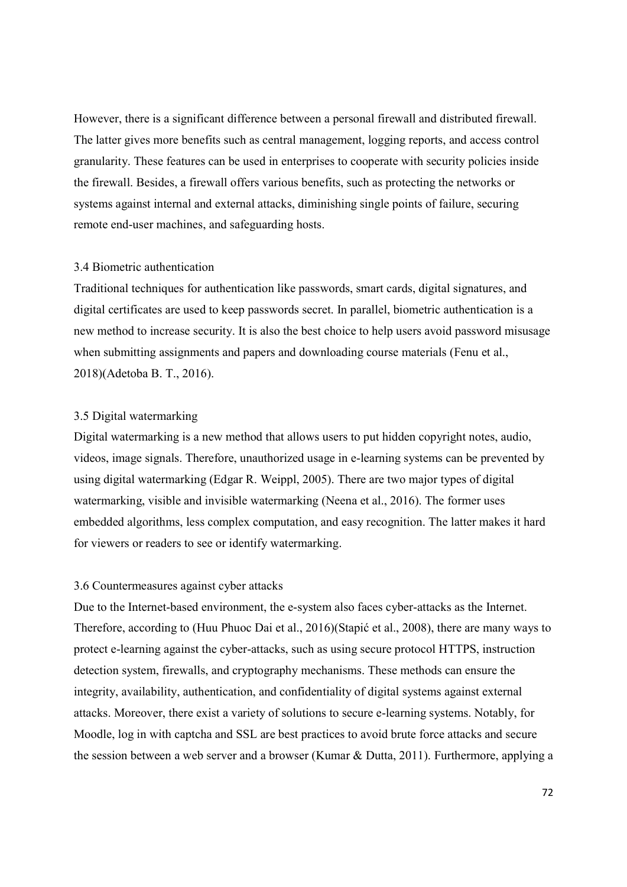However, there is a significant difference between a personal firewall and distributed firewall. The latter gives more benefits such as central management, logging reports, and access control granularity. These features can be used in enterprises to cooperate with security policies inside the firewall. Besides, a firewall offers various benefits, such as protecting the networks or systems against internal and external attacks, diminishing single points of failure, securing remote end-user machines, and safeguarding hosts.

### 3.4 Biometric authentication

Traditional techniques for authentication like passwords, smart cards, digital signatures, and digital certificates are used to keep passwords secret. In parallel, biometric authentication is a new method to increase security. It is also the best choice to help users avoid password misusage when submitting assignments and papers and downloading course materials (Fenu et al., 2018)(Adetoba B. T., 2016).

### 3.5 Digital watermarking

Digital watermarking is a new method that allows users to put hidden copyright notes, audio, videos, image signals. Therefore, unauthorized usage in e-learning systems can be prevented by using digital watermarking (Edgar R. Weippl, 2005). There are two major types of digital watermarking, visible and invisible watermarking (Neena et al., 2016). The former uses embedded algorithms, less complex computation, and easy recognition. The latter makes it hard for viewers or readers to see or identify watermarking.

### 3.6 Countermeasures against cyber attacks

Due to the Internet-based environment, the e-system also faces cyber-attacks as the Internet. Therefore, according to (Huu Phuoc Dai et al., 2016)(Stapić et al., 2008), there are many ways to protect e-learning against the cyber-attacks, such as using secure protocol HTTPS, instruction detection system, firewalls, and cryptography mechanisms. These methods can ensure the integrity, availability, authentication, and confidentiality of digital systems against external attacks. Moreover, there exist a variety of solutions to secure e-learning systems. Notably, for Moodle, log in with captcha and SSL are best practices to avoid brute force attacks and secure the session between a web server and a browser (Kumar & Dutta, 2011). Furthermore, applying a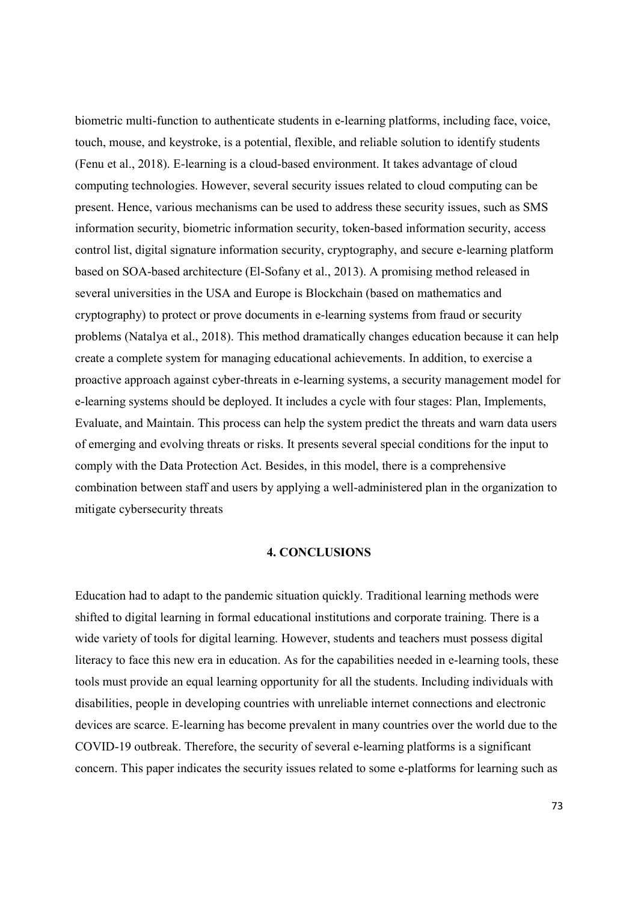biometric multi-function to authenticate students in e-learning platforms, including face, voice, touch, mouse, and keystroke, is a potential, flexible, and reliable solution to identify students (Fenu et al., 2018). E-learning is a cloud-based environment. It takes advantage of cloud computing technologies. However, several security issues related to cloud computing can be present. Hence, various mechanisms can be used to address these security issues, such as SMS information security, biometric information security, token-based information security, access control list, digital signature information security, cryptography, and secure e-learning platform based on SOA-based architecture (El-Sofany et al., 2013). A promising method released in several universities in the USA and Europe is Blockchain (based on mathematics and cryptography) to protect or prove documents in e-learning systems from fraud or security problems (Natalya et al., 2018). This method dramatically changes education because it can help create a complete system for managing educational achievements. In addition, to exercise a proactive approach against cyber-threats in e-learning systems, a security management model for e-learning systems should be deployed. It includes a cycle with four stages: Plan, Implements, Evaluate, and Maintain. This process can help the system predict the threats and warn data users of emerging and evolving threats or risks. It presents several special conditions for the input to comply with the Data Protection Act. Besides, in this model, there is a comprehensive combination between staff and users by applying a well-administered plan in the organization to mitigate cybersecurity threats

## 4. CONCLUSIONS

Education had to adapt to the pandemic situation quickly. Traditional learning methods were shifted to digital learning in formal educational institutions and corporate training. There is a wide variety of tools for digital learning. However, students and teachers must possess digital literacy to face this new era in education. As for the capabilities needed in e-learning tools, these tools must provide an equal learning opportunity for all the students. Including individuals with disabilities, people in developing countries with unreliable internet connections and electronic devices are scarce. E-learning has become prevalent in many countries over the world due to the COVID-19 outbreak. Therefore, the security of several e-learning platforms is a significant concern. This paper indicates the security issues related to some e-platforms for learning such as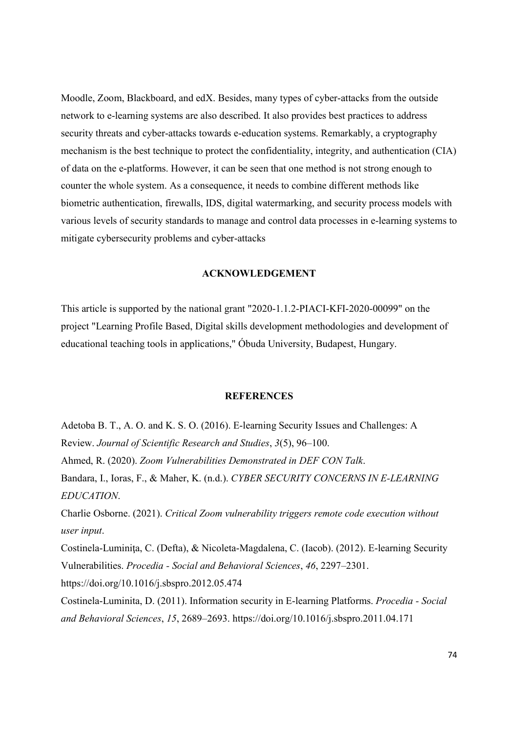Moodle, Zoom, Blackboard, and edX. Besides, many types of cyber-attacks from the outside network to e-learning systems are also described. It also provides best practices to address security threats and cyber-attacks towards e-education systems. Remarkably, a cryptography mechanism is the best technique to protect the confidentiality, integrity, and authentication (CIA) of data on the e-platforms. However, it can be seen that one method is not strong enough to counter the whole system. As a consequence, it needs to combine different methods like biometric authentication, firewalls, IDS, digital watermarking, and security process models with various levels of security standards to manage and control data processes in e-learning systems to mitigate cybersecurity problems and cyber-attacks

## ACKNOWLEDGEMENT

This article is supported by the national grant "2020-1.1.2-PIACI-KFI-2020-00099" on the project "Learning Profile Based, Digital skills development methodologies and development of educational teaching tools in applications," Óbuda University, Budapest, Hungary.

## REFERENCES

Adetoba B. T., A. O. and K. S. O. (2016). E-learning Security Issues and Challenges: A Review. *Journal of Scientific Research and Studies*, *3*(5), 96–100.

Ahmed, R. (2020). *Zoom Vulnerabilities Demonstrated in DEF CON Talk*.

Bandara, I., Ioras, F., & Maher, K. (n.d.). *CYBER SECURITY CONCERNS IN E-LEARNING EDUCATION*.

Charlie Osborne. (2021). *Critical Zoom vulnerability triggers remote code execution without user input*.

Costinela-Luminiţa, C. (Defta), & Nicoleta-Magdalena, C. (Iacob). (2012). E-learning Security Vulnerabilities. *Procedia - Social and Behavioral Sciences*, *46*, 2297–2301. https://doi.org/10.1016/j.sbspro.2012.05.474

Costinela-Luminita, D. (2011). Information security in E-learning Platforms. *Procedia - Social and Behavioral Sciences*, *15*, 2689–2693. https://doi.org/10.1016/j.sbspro.2011.04.171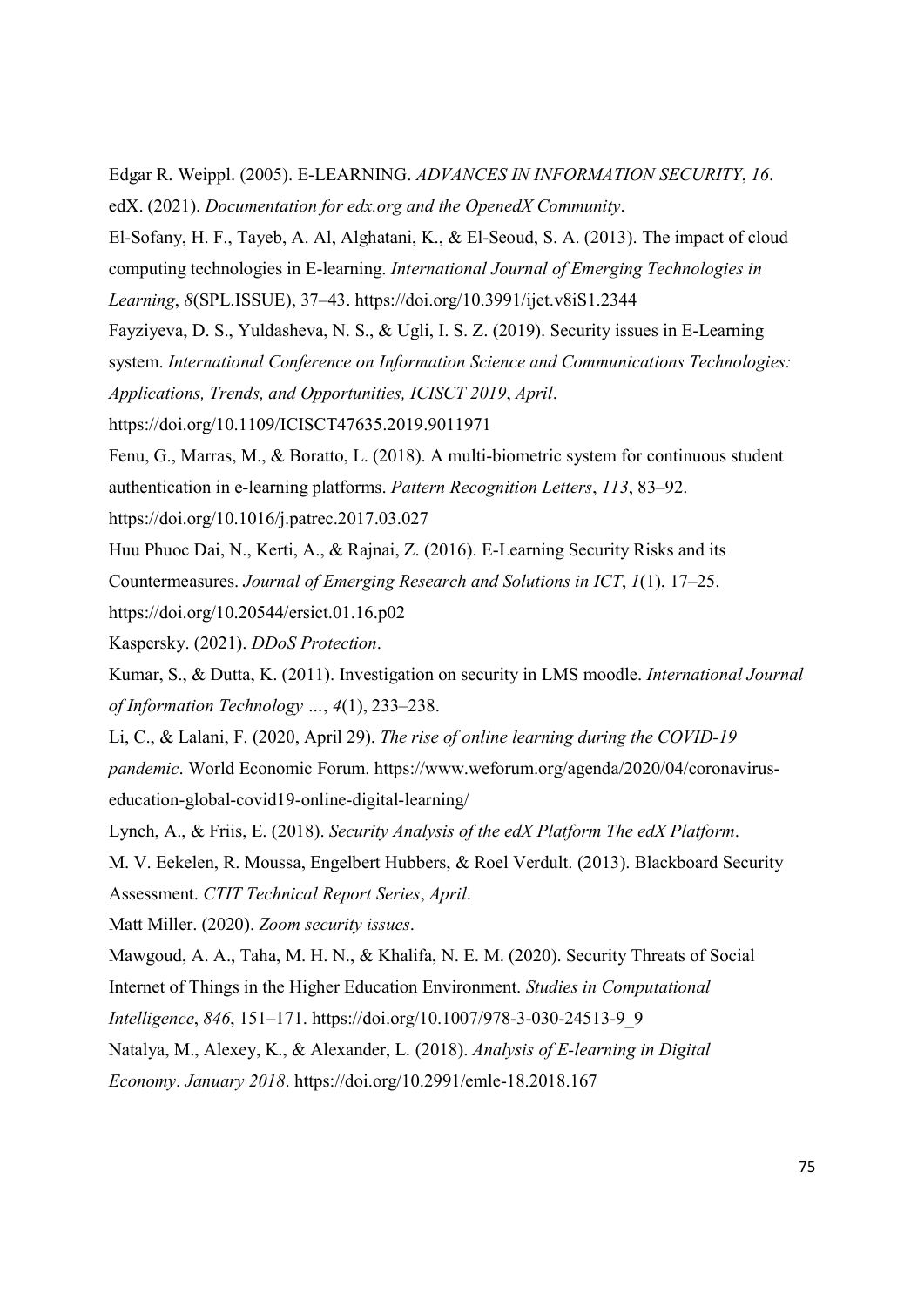Edgar R. Weippl. (2005). E-LEARNING. *ADVANCES IN INFORMATION SECURITY*, *16*.

edX. (2021). *Documentation for edx.org and the OpenedX Community*.

El-Sofany, H. F., Tayeb, A. Al, Alghatani, K., & El-Seoud, S. A. (2013). The impact of cloud computing technologies in E-learning. *International Journal of Emerging Technologies in Learning*, *8*(SPL.ISSUE), 37–43. https://doi.org/10.3991/ijet.v8iS1.2344

Fayziyeva, D. S., Yuldasheva, N. S., & Ugli, I. S. Z. (2019). Security issues in E-Learning system. *International Conference on Information Science and Communications Technologies: Applications, Trends, and Opportunities, ICISCT 2019*, *April*. https://doi.org/10.1109/ICISCT47635.2019.9011971

Fenu, G., Marras, M., & Boratto, L. (2018). A multi-biometric system for continuous student authentication in e-learning platforms. *Pattern Recognition Letters*, *113*, 83–92. https://doi.org/10.1016/j.patrec.2017.03.027

Huu Phuoc Dai, N., Kerti, A., & Rajnai, Z. (2016). E-Learning Security Risks and its Countermeasures. *Journal of Emerging Research and Solutions in ICT*, *1*(1), 17–25. https://doi.org/10.20544/ersict.01.16.p02

Kaspersky. (2021). *DDoS Protection*.

Kumar, S., & Dutta, K. (2011). Investigation on security in LMS moodle. *International Journal of Information Technology …*, *4*(1), 233–238.

Li, C., & Lalani, F. (2020, April 29). *The rise of online learning during the COVID-19 pandemic*. World Economic Forum. https://www.weforum.org/agenda/2020/04/coronavirus-education-global-covid19-online-digital-learning/

Lynch, A., & Friis, E. (2018). *Security Analysis of the edX Platform The edX Platform*.

M. V. Eekelen, R. Moussa, Engelbert Hubbers, & Roel Verdult. (2013). Blackboard Security Assessment. *CTIT Technical Report Series*, *April*.

Matt Miller. (2020). *Zoom security issues*.

Mawgoud, A. A., Taha, M. H. N., & Khalifa, N. E. M. (2020). Security Threats of Social Internet of Things in the Higher Education Environment. *Studies in Computational Intelligence*, *846*, 151–171. https://doi.org/10.1007/978-3-030-24513-9_9

Natalya, M., Alexey, K., & Alexander, L. (2018). *Analysis of E-learning in Digital Economy*. *January 2018*. https://doi.org/10.2991/emle-18.2018.167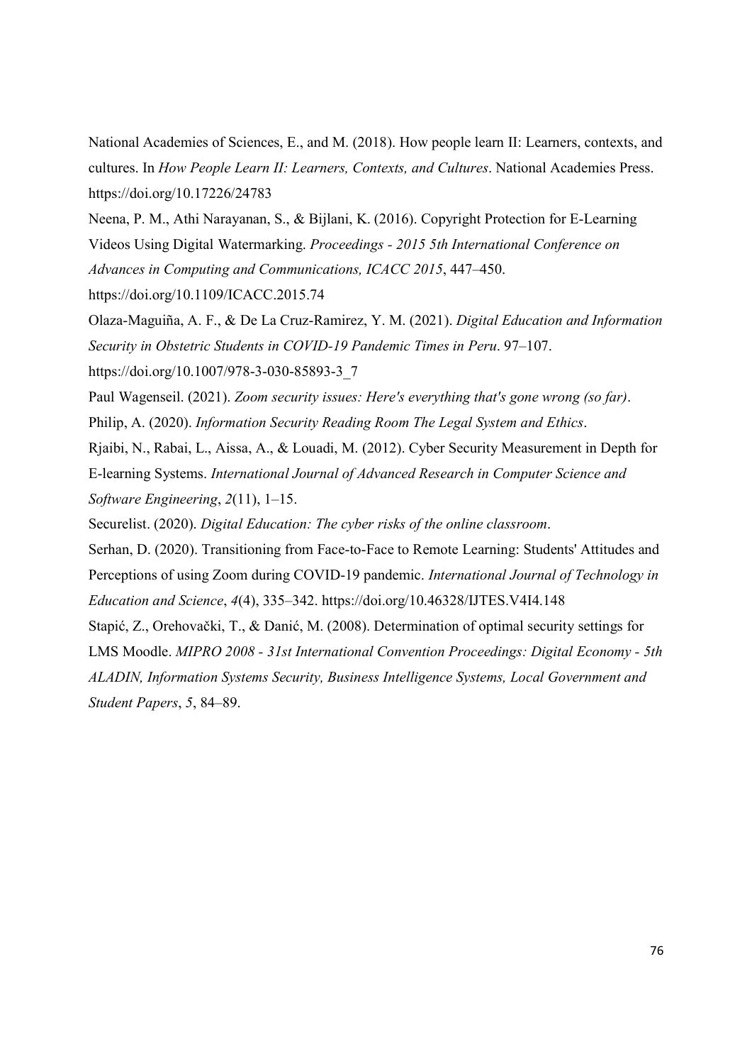National Academies of Sciences, E., and M. (2018). How people learn II: Learners, contexts, and cultures. In *How People Learn II: Learners, Contexts, and Cultures*. National Academies Press. https://doi.org/10.17226/24783

Neena, P. M., Athi Narayanan, S., & Bijlani, K. (2016). Copyright Protection for E-Learning Videos Using Digital Watermarking. *Proceedings - 2015 5th International Conference on Advances in Computing and Communications, ICACC 2015*, 447–450. https://doi.org/10.1109/ICACC.2015.74

Olaza-Maguiña, A. F., & De La Cruz-Ramirez, Y. M. (2021). *Digital Education and Information Security in Obstetric Students in COVID-19 Pandemic Times in Peru*. 97–107. https://doi.org/10.1007/978-3-030-85893-3_7

Paul Wagenseil. (2021). *Zoom security issues: Here's everything that's gone wrong (so far)*.

Philip, A. (2020). *Information Security Reading Room The Legal System and Ethics*.

Rjaibi, N., Rabai, L., Aissa, A., & Louadi, M. (2012). Cyber Security Measurement in Depth for E-learning Systems. *International Journal of Advanced Research in Computer Science and Software Engineering*, *2*(11), 1–15.

Securelist. (2020). *Digital Education: The cyber risks of the online classroom*.

Serhan, D. (2020). Transitioning from Face-to-Face to Remote Learning: Students' Attitudes and Perceptions of using Zoom during COVID-19 pandemic. *International Journal of Technology in Education and Science*, *4*(4), 335–342. https://doi.org/10.46328/IJTES.V4I4.148

Stapić, Z., Orehovački, T., & Danić, M. (2008). Determination of optimal security settings for LMS Moodle. *MIPRO 2008 - 31st International Convention Proceedings: Digital Economy - 5th ALADIN, Information Systems Security, Business Intelligence Systems, Local Government and Student Papers*, *5*, 84–89.